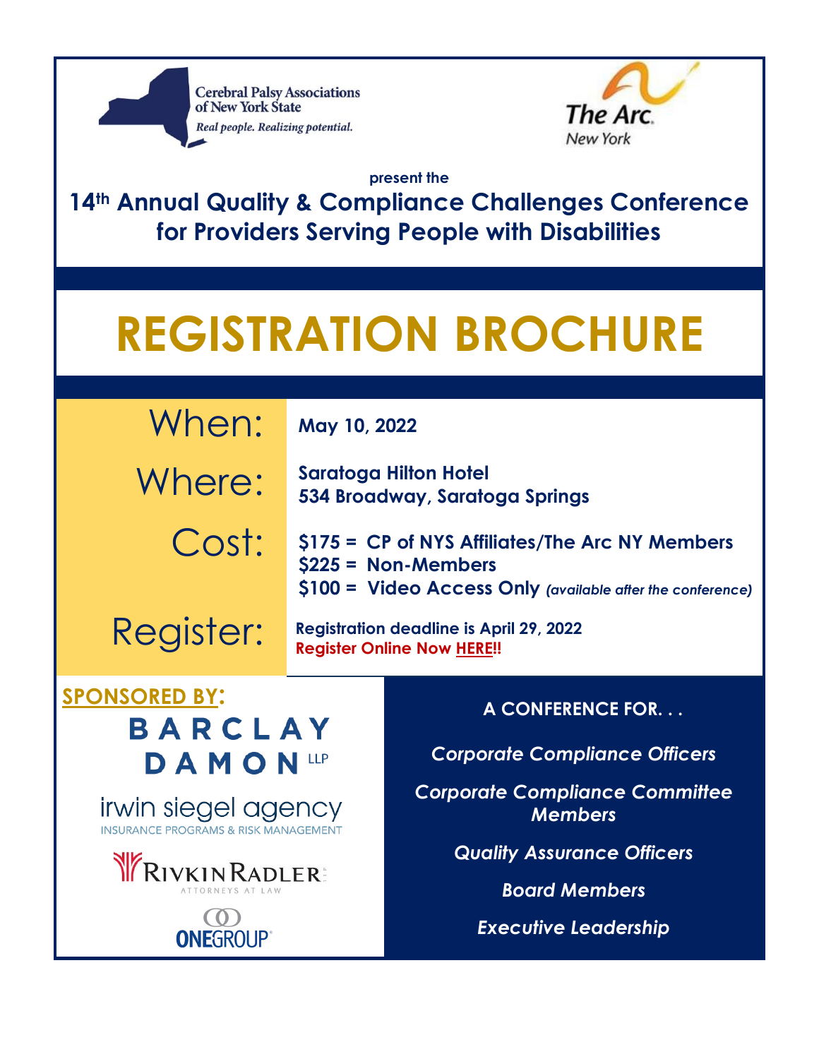Cerebral Palsy Associations of New York State

*Real people. Realizing potential.*

The Arc. New York

**present the**

# 14th Annual Quality & Compliance Challenges Conference for Providers Serving People with Disabilities

# REGISTRATION BROCHURE

| | |
|---|---|
| When: | **May 10, 2022** |
| Where: | **Saratoga Hilton Hotel**<br>**534 Broadway, Saratoga Springs** |
| Cost: | **$175 = CP of NYS Affiliates/The Arc NY Members**<br>**$225 = Non-Members**<br>**$100 = Video Access Only** ***(available after the conference)*** |
| Register: | **Registration deadline is April 29, 2022**<br>**Register Online Now HERE!!** |

**SPONSORED BY:**

BARCLAY DAMON LLP

irwin siegel agency — INSURANCE PROGRAMS & RISK MANAGEMENT

RIVKIN RADLER — ATTORNEYS AT LAW

ONEGROUP

**A CONFERENCE FOR. . .**

***Corporate Compliance Officers***

***Corporate Compliance Committee Members***

***Quality Assurance Officers***

***Board Members***

***Executive Leadership***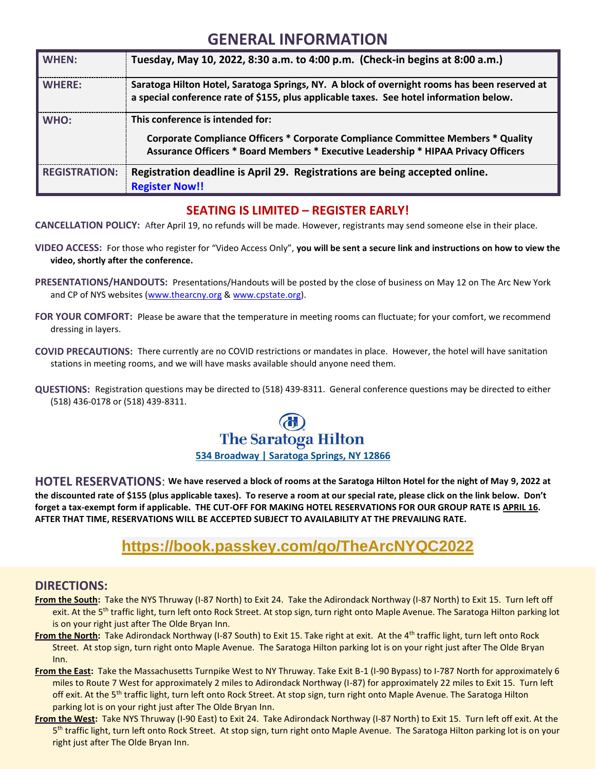# GENERAL INFORMATION

| | |
|---|---|
| **WHEN:** | **Tuesday, May 10, 2022, 8:30 a.m. to 4:00 p.m. (Check-in begins at 8:00 a.m.)** |
| **WHERE:** | **Saratoga Hilton Hotel, Saratoga Springs, NY. A block of overnight rooms has been reserved at a special conference rate of $155, plus applicable taxes. See hotel information below.** |
| **WHO:** | **This conference is intended for:** **Corporate Compliance Officers * Corporate Compliance Committee Members * Quality Assurance Officers * Board Members * Executive Leadership * HIPAA Privacy Officers** |
| **REGISTRATION:** | **Registration deadline is April 29. Registrations are being accepted online.** **Register Now!!** |

## SEATING IS LIMITED – REGISTER EARLY!

**CANCELLATION POLICY:** After April 19, no refunds will be made. However, registrants may send someone else in their place.

**VIDEO ACCESS:** For those who register for "Video Access Only", **you will be sent a secure link and instructions on how to view the video, shortly after the conference.**

**PRESENTATIONS/HANDOUTS:** Presentations/Handouts will be posted by the close of business on May 12 on The Arc New York and CP of NYS websites (www.thearcny.org & www.cpstate.org).

**FOR YOUR COMFORT:** Please be aware that the temperature in meeting rooms can fluctuate; for your comfort, we recommend dressing in layers.

**COVID PRECAUTIONS:** There currently are no COVID restrictions or mandates in place. However, the hotel will have sanitation stations in meeting rooms, and we will have masks available should anyone need them.

**QUESTIONS:** Registration questions may be directed to (518) 439-8311. General conference questions may be directed to either (518) 436-0178 or (518) 439-8311.

**The Saratoga Hilton**

**534 Broadway | Saratoga Springs, NY 12866**

**HOTEL RESERVATIONS**: **We have reserved a block of rooms at the Saratoga Hilton Hotel for the night of May 9, 2022 at the discounted rate of $155 (plus applicable taxes). To reserve a room at our special rate, please click on the link below. Don't forget a tax-exempt form if applicable. THE CUT-OFF FOR MAKING HOTEL RESERVATIONS FOR OUR GROUP RATE IS APRIL 16. AFTER THAT TIME, RESERVATIONS WILL BE ACCEPTED SUBJECT TO AVAILABILITY AT THE PREVAILING RATE.**

**https://book.passkey.com/go/TheArcNYQC2022**

## DIRECTIONS:

**From the South:** Take the NYS Thruway (I-87 North) to Exit 24. Take the Adirondack Northway (I-87 North) to Exit 15. Turn left off exit. At the 5th traffic light, turn left onto Rock Street. At stop sign, turn right onto Maple Avenue. The Saratoga Hilton parking lot is on your right just after The Olde Bryan Inn.

**From the North:** Take Adirondack Northway (I-87 South) to Exit 15. Take right at exit. At the 4th traffic light, turn left onto Rock Street. At stop sign, turn right onto Maple Avenue. The Saratoga Hilton parking lot is on your right just after The Olde Bryan Inn.

**From the East:** Take the Massachusetts Turnpike West to NY Thruway. Take Exit B-1 (I-90 Bypass) to I-787 North for approximately 6 miles to Route 7 West for approximately 2 miles to Adirondack Northway (I-87) for approximately 22 miles to Exit 15. Turn left off exit. At the 5th traffic light, turn left onto Rock Street. At stop sign, turn right onto Maple Avenue. The Saratoga Hilton parking lot is on your right just after The Olde Bryan Inn.

**From the West:** Take NYS Thruway (I-90 East) to Exit 24. Take Adirondack Northway (I-87 North) to Exit 15. Turn left off exit. At the 5th traffic light, turn left onto Rock Street. At stop sign, turn right onto Maple Avenue. The Saratoga Hilton parking lot is on your right just after The Olde Bryan Inn.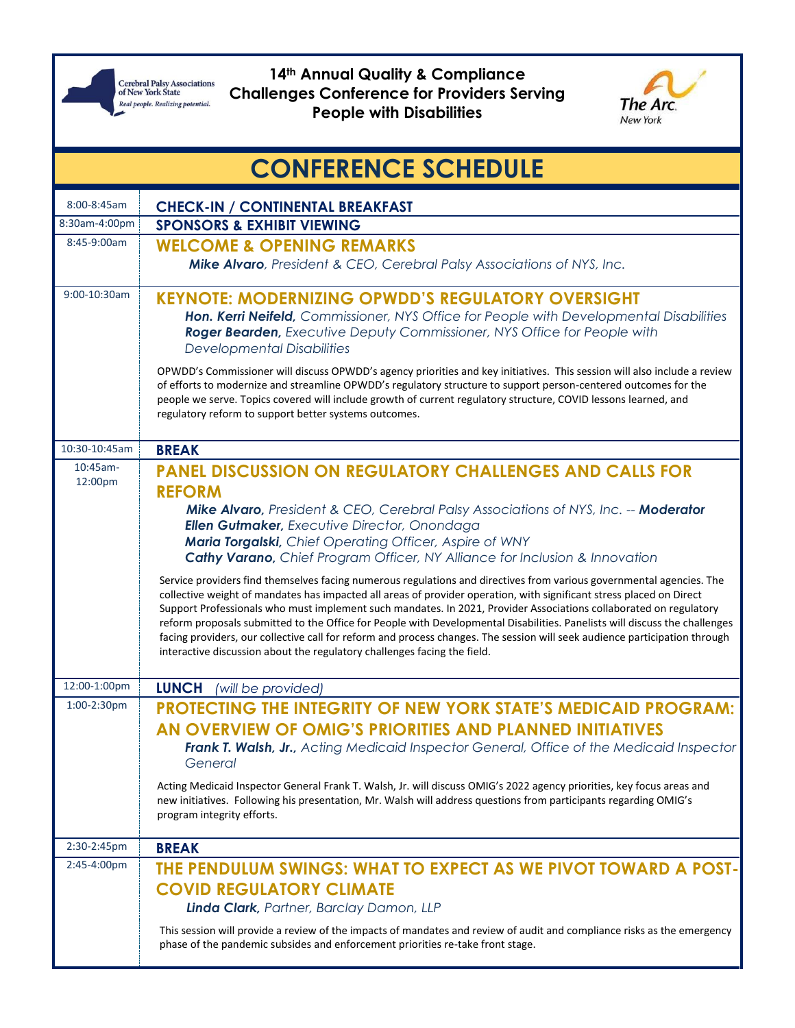Cerebral Palsy Associations of New York State
*Real people. Realizing potential.*

**14th Annual Quality & Compliance Challenges Conference for Providers Serving People with Disabilities**

The Arc. New York

# CONFERENCE SCHEDULE

**8:00-8:45am** — **CHECK-IN / CONTINENTAL BREAKFAST**

**8:30am-4:00pm** — **SPONSORS & EXHIBIT VIEWING**

**8:45-9:00am** — **WELCOME & OPENING REMARKS**

***Mike Alvaro***, *President & CEO, Cerebral Palsy Associations of NYS, Inc.*

**9:00-10:30am** — **KEYNOTE: MODERNIZING OPWDD'S REGULATORY OVERSIGHT**

***Hon. Kerri Neifeld,*** *Commissioner, NYS Office for People with Developmental Disabilities*
***Roger Bearden,*** *Executive Deputy Commissioner, NYS Office for People with Developmental Disabilities*

OPWDD's Commissioner will discuss OPWDD's agency priorities and key initiatives. This session will also include a review of efforts to modernize and streamline OPWDD's regulatory structure to support person-centered outcomes for the people we serve. Topics covered will include growth of current regulatory structure, COVID lessons learned, and regulatory reform to support better systems outcomes.

**10:30-10:45am** — **BREAK**

**10:45am-12:00pm** — **PANEL DISCUSSION ON REGULATORY CHALLENGES AND CALLS FOR REFORM**

***Mike Alvaro,*** *President & CEO, Cerebral Palsy Associations of NYS, Inc. --* ***Moderator***
***Ellen Gutmaker,*** *Executive Director, Onondaga*
***Maria Torgalski,*** *Chief Operating Officer, Aspire of WNY*
***Cathy Varano,*** *Chief Program Officer, NY Alliance for Inclusion & Innovation*

Service providers find themselves facing numerous regulations and directives from various governmental agencies. The collective weight of mandates has impacted all areas of provider operation, with significant stress placed on Direct Support Professionals who must implement such mandates. In 2021, Provider Associations collaborated on regulatory reform proposals submitted to the Office for People with Developmental Disabilities. Panelists will discuss the challenges facing providers, our collective call for reform and process changes. The session will seek audience participation through interactive discussion about the regulatory challenges facing the field.

**12:00-1:00pm** — **LUNCH** *(will be provided)*

**1:00-2:30pm** — **PROTECTING THE INTEGRITY OF NEW YORK STATE'S MEDICAID PROGRAM: AN OVERVIEW OF OMIG'S PRIORITIES AND PLANNED INITIATIVES**

***Frank T. Walsh, Jr.,*** *Acting Medicaid Inspector General, Office of the Medicaid Inspector General*

Acting Medicaid Inspector General Frank T. Walsh, Jr. will discuss OMIG's 2022 agency priorities, key focus areas and new initiatives. Following his presentation, Mr. Walsh will address questions from participants regarding OMIG's program integrity efforts.

**2:30-2:45pm** — **BREAK**

**2:45-4:00pm** — **THE PENDULUM SWINGS: WHAT TO EXPECT AS WE PIVOT TOWARD A POST-COVID REGULATORY CLIMATE**

***Linda Clark,*** *Partner, Barclay Damon, LLP*

This session will provide a review of the impacts of mandates and review of audit and compliance risks as the emergency phase of the pandemic subsides and enforcement priorities re-take front stage.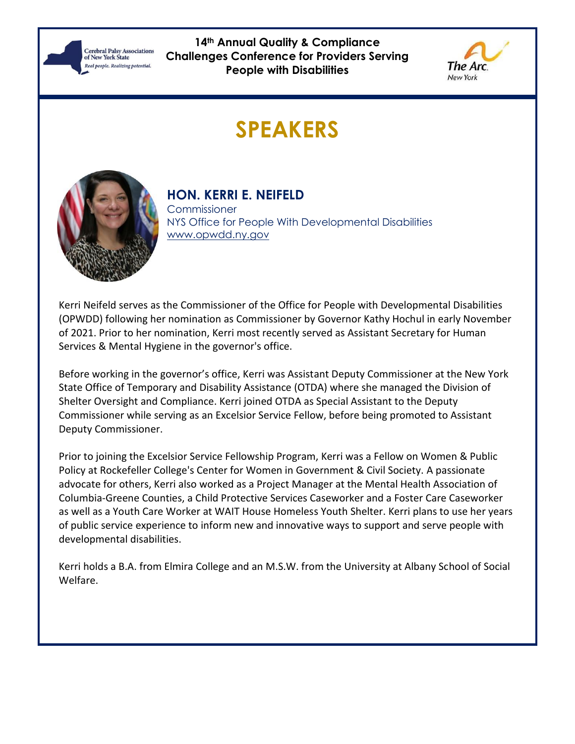**14th Annual Quality & Compliance Challenges Conference for Providers Serving People with Disabilities**

# SPEAKERS

## HON. KERRI E. NEIFELD

Commissioner
NYS Office for People With Developmental Disabilities
www.opwdd.ny.gov

Kerri Neifeld serves as the Commissioner of the Office for People with Developmental Disabilities (OPWDD) following her nomination as Commissioner by Governor Kathy Hochul in early November of 2021. Prior to her nomination, Kerri most recently served as Assistant Secretary for Human Services & Mental Hygiene in the governor's office.

Before working in the governor's office, Kerri was Assistant Deputy Commissioner at the New York State Office of Temporary and Disability Assistance (OTDA) where she managed the Division of Shelter Oversight and Compliance. Kerri joined OTDA as Special Assistant to the Deputy Commissioner while serving as an Excelsior Service Fellow, before being promoted to Assistant Deputy Commissioner.

Prior to joining the Excelsior Service Fellowship Program, Kerri was a Fellow on Women & Public Policy at Rockefeller College's Center for Women in Government & Civil Society. A passionate advocate for others, Kerri also worked as a Project Manager at the Mental Health Association of Columbia-Greene Counties, a Child Protective Services Caseworker and a Foster Care Caseworker as well as a Youth Care Worker at WAIT House Homeless Youth Shelter. Kerri plans to use her years of public service experience to inform new and innovative ways to support and serve people with developmental disabilities.

Kerri holds a B.A. from Elmira College and an M.S.W. from the University at Albany School of Social Welfare.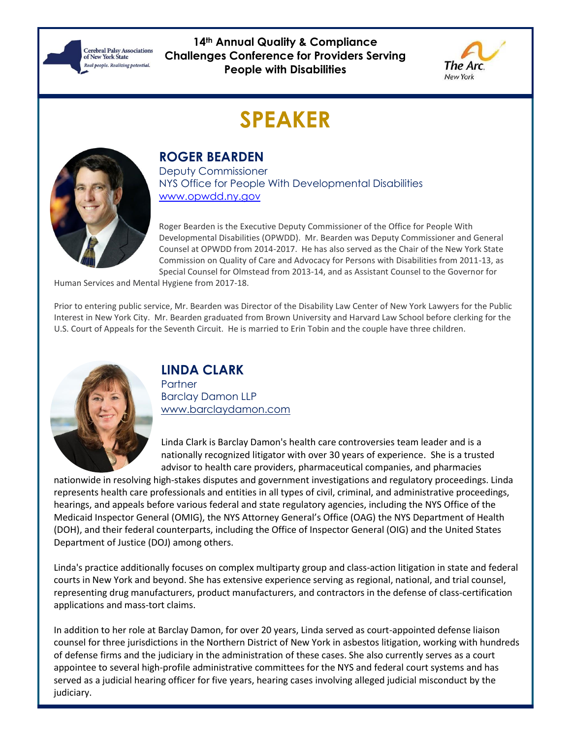**14th Annual Quality & Compliance Challenges Conference for Providers Serving People with Disabilities**

# SPEAKER

## ROGER BEARDEN

Deputy Commissioner
NYS Office for People With Developmental Disabilities
www.opwdd.ny.gov

Roger Bearden is the Executive Deputy Commissioner of the Office for People With Developmental Disabilities (OPWDD). Mr. Bearden was Deputy Commissioner and General Counsel at OPWDD from 2014-2017. He has also served as the Chair of the New York State Commission on Quality of Care and Advocacy for Persons with Disabilities from 2011-13, as Special Counsel for Olmstead from 2013-14, and as Assistant Counsel to the Governor for Human Services and Mental Hygiene from 2017-18.

Prior to entering public service, Mr. Bearden was Director of the Disability Law Center of New York Lawyers for the Public Interest in New York City. Mr. Bearden graduated from Brown University and Harvard Law School before clerking for the U.S. Court of Appeals for the Seventh Circuit. He is married to Erin Tobin and the couple have three children.

## LINDA CLARK

Partner
Barclay Damon LLP
www.barclaydamon.com

Linda Clark is Barclay Damon's health care controversies team leader and is a nationally recognized litigator with over 30 years of experience. She is a trusted advisor to health care providers, pharmaceutical companies, and pharmacies nationwide in resolving high-stakes disputes and government investigations and regulatory proceedings. Linda represents health care professionals and entities in all types of civil, criminal, and administrative proceedings, hearings, and appeals before various federal and state regulatory agencies, including the NYS Office of the Medicaid Inspector General (OMIG), the NYS Attorney General's Office (OAG) the NYS Department of Health (DOH), and their federal counterparts, including the Office of Inspector General (OIG) and the United States Department of Justice (DOJ) among others.

Linda's practice additionally focuses on complex multiparty group and class-action litigation in state and federal courts in New York and beyond. She has extensive experience serving as regional, national, and trial counsel, representing drug manufacturers, product manufacturers, and contractors in the defense of class-certification applications and mass-tort claims.

In addition to her role at Barclay Damon, for over 20 years, Linda served as court-appointed defense liaison counsel for three jurisdictions in the Northern District of New York in asbestos litigation, working with hundreds of defense firms and the judiciary in the administration of these cases. She also currently serves as a court appointee to several high-profile administrative committees for the NYS and federal court systems and has served as a judicial hearing officer for five years, hearing cases involving alleged judicial misconduct by the judiciary.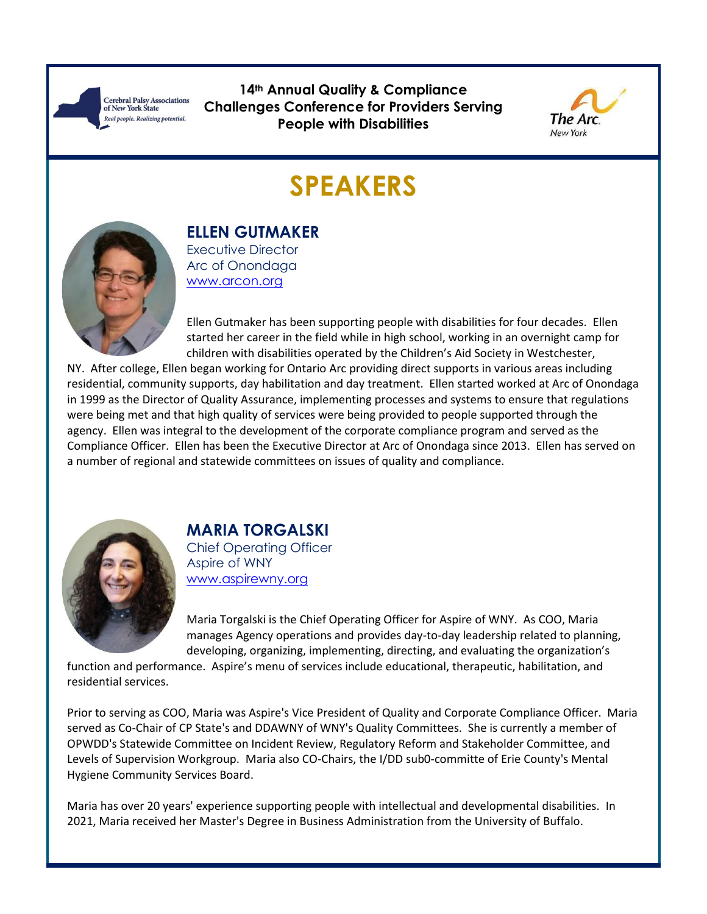**14th Annual Quality & Compliance Challenges Conference for Providers Serving People with Disabilities**

# SPEAKERS

## ELLEN GUTMAKER

Executive Director
Arc of Onondaga
www.arcon.org

Ellen Gutmaker has been supporting people with disabilities for four decades. Ellen started her career in the field while in high school, working in an overnight camp for children with disabilities operated by the Children's Aid Society in Westchester, NY. After college, Ellen began working for Ontario Arc providing direct supports in various areas including residential, community supports, day habilitation and day treatment. Ellen started worked at Arc of Onondaga in 1999 as the Director of Quality Assurance, implementing processes and systems to ensure that regulations were being met and that high quality of services were being provided to people supported through the agency. Ellen was integral to the development of the corporate compliance program and served as the Compliance Officer. Ellen has been the Executive Director at Arc of Onondaga since 2013. Ellen has served on a number of regional and statewide committees on issues of quality and compliance.

## MARIA TORGALSKI

Chief Operating Officer
Aspire of WNY
www.aspirewny.org

Maria Torgalski is the Chief Operating Officer for Aspire of WNY. As COO, Maria manages Agency operations and provides day-to-day leadership related to planning, developing, organizing, implementing, directing, and evaluating the organization's function and performance. Aspire's menu of services include educational, therapeutic, habilitation, and residential services.

Prior to serving as COO, Maria was Aspire's Vice President of Quality and Corporate Compliance Officer. Maria served as Co-Chair of CP State's and DDAWNY of WNY's Quality Committees. She is currently a member of OPWDD's Statewide Committee on Incident Review, Regulatory Reform and Stakeholder Committee, and Levels of Supervision Workgroup. Maria also CO-Chairs, the I/DD sub0-committe of Erie County's Mental Hygiene Community Services Board.

Maria has over 20 years' experience supporting people with intellectual and developmental disabilities. In 2021, Maria received her Master's Degree in Business Administration from the University of Buffalo.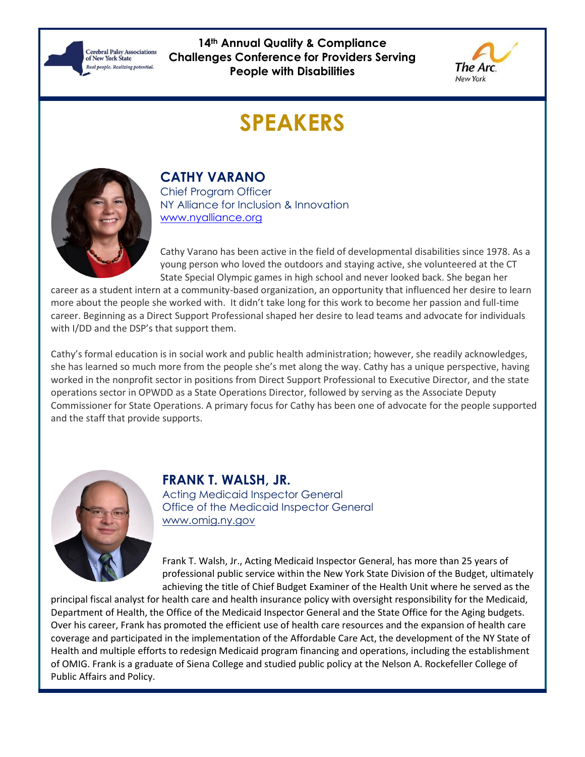14th Annual Quality & Compliance Challenges Conference for Providers Serving People with Disabilities

# SPEAKERS

## CATHY VARANO

Chief Program Officer
NY Alliance for Inclusion & Innovation
www.nyalliance.org

Cathy Varano has been active in the field of developmental disabilities since 1978. As a young person who loved the outdoors and staying active, she volunteered at the CT State Special Olympic games in high school and never looked back. She began her career as a student intern at a community-based organization, an opportunity that influenced her desire to learn more about the people she worked with. It didn't take long for this work to become her passion and full-time career. Beginning as a Direct Support Professional shaped her desire to lead teams and advocate for individuals with I/DD and the DSP's that support them.

Cathy's formal education is in social work and public health administration; however, she readily acknowledges, she has learned so much more from the people she's met along the way. Cathy has a unique perspective, having worked in the nonprofit sector in positions from Direct Support Professional to Executive Director, and the state operations sector in OPWDD as a State Operations Director, followed by serving as the Associate Deputy Commissioner for State Operations. A primary focus for Cathy has been one of advocate for the people supported and the staff that provide supports.

## FRANK T. WALSH, JR.

Acting Medicaid Inspector General
Office of the Medicaid Inspector General
www.omig.ny.gov

Frank T. Walsh, Jr., Acting Medicaid Inspector General, has more than 25 years of professional public service within the New York State Division of the Budget, ultimately achieving the title of Chief Budget Examiner of the Health Unit where he served as the principal fiscal analyst for health care and health insurance policy with oversight responsibility for the Medicaid, Department of Health, the Office of the Medicaid Inspector General and the State Office for the Aging budgets. Over his career, Frank has promoted the efficient use of health care resources and the expansion of health care coverage and participated in the implementation of the Affordable Care Act, the development of the NY State of Health and multiple efforts to redesign Medicaid program financing and operations, including the establishment of OMIG. Frank is a graduate of Siena College and studied public policy at the Nelson A. Rockefeller College of Public Affairs and Policy.